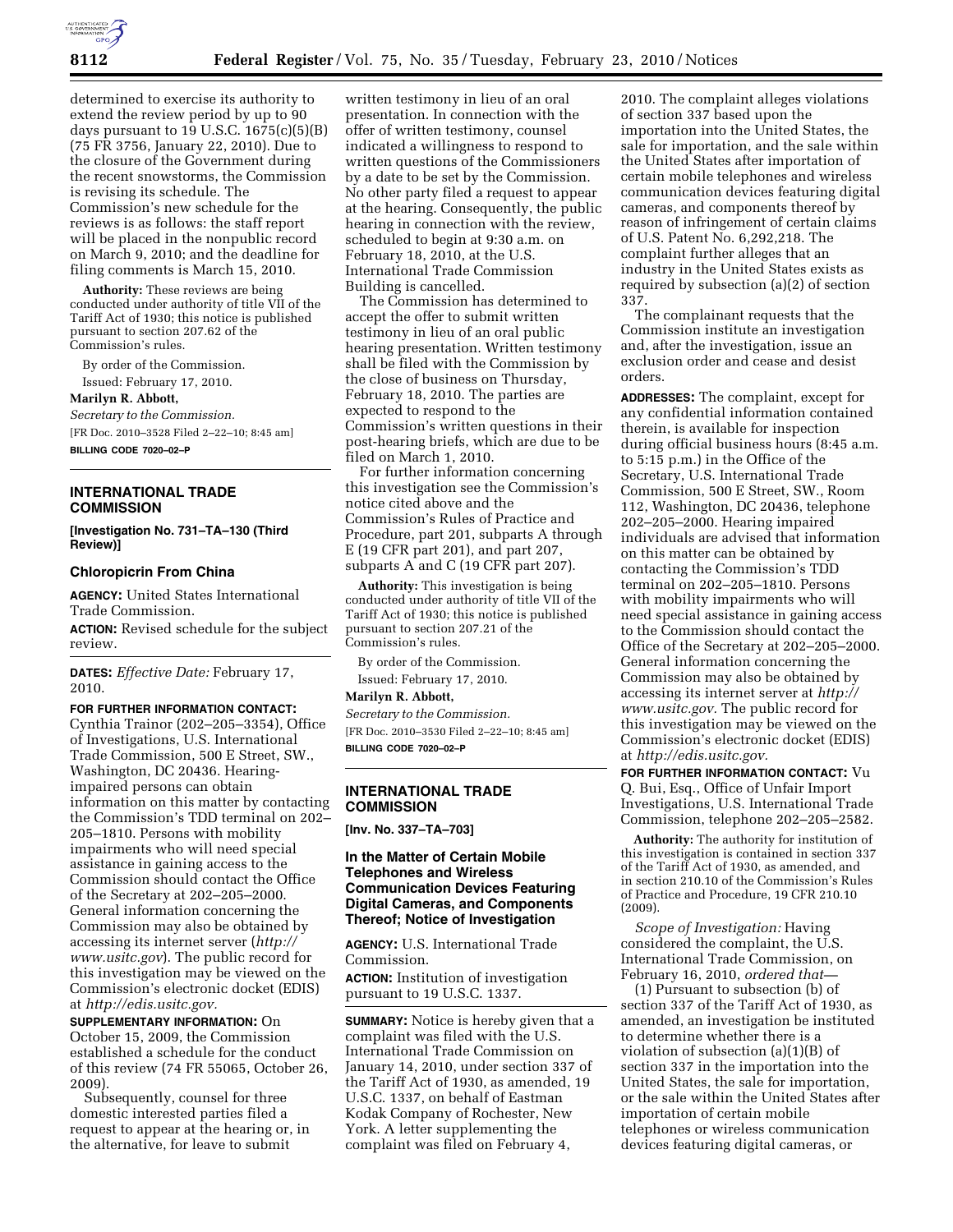determined to exercise its authority to extend the review period by up to 90 days pursuant to 19 U.S.C. 1675(c)(5)(B) (75 FR 3756, January 22, 2010). Due to the closure of the Government during the recent snowstorms, the Commission is revising its schedule. The Commission's new schedule for the reviews is as follows: the staff report will be placed in the nonpublic record on March 9, 2010; and the deadline for filing comments is March 15, 2010.

**Authority:** These reviews are being conducted under authority of title VII of the Tariff Act of 1930; this notice is published pursuant to section 207.62 of the Commission's rules.

By order of the Commission.

Issued: February 17, 2010.

**Marilyn R. Abbott,**

*Secretary to the Commission.*

[FR Doc. 2010–3528 Filed 2–22–10; 8:45 am]

**BILLING CODE 7020–02–P**

## INTERNATIONAL TRADE COMMISSION

**[Investigation No. 731–TA–130 (Third Review)]**

### Chloropicrin From China

**AGENCY:** United States International Trade Commission.

**ACTION:** Revised schedule for the subject review.

**DATES:** *Effective Date:* February 17, 2010.

**FOR FURTHER INFORMATION CONTACT:** Cynthia Trainor (202–205–3354), Office of Investigations, U.S. International Trade Commission, 500 E Street, SW., Washington, DC 20436. Hearing-impaired persons can obtain information on this matter by contacting the Commission's TDD terminal on 202–205–1810. Persons with mobility impairments who will need special assistance in gaining access to the Commission should contact the Office of the Secretary at 202–205–2000. General information concerning the Commission may also be obtained by accessing its internet server (*http://www.usitc.gov*). The public record for this investigation may be viewed on the Commission's electronic docket (EDIS) at *http://edis.usitc.gov.*

**SUPPLEMENTARY INFORMATION:** On October 15, 2009, the Commission established a schedule for the conduct of this review (74 FR 55065, October 26, 2009).

Subsequently, counsel for three domestic interested parties filed a request to appear at the hearing or, in the alternative, for leave to submit written testimony in lieu of an oral presentation. In connection with the offer of written testimony, counsel indicated a willingness to respond to written questions of the Commissioners by a date to be set by the Commission. No other party filed a request to appear at the hearing. Consequently, the public hearing in connection with the review, scheduled to begin at 9:30 a.m. on February 18, 2010, at the U.S. International Trade Commission Building is cancelled.

The Commission has determined to accept the offer to submit written testimony in lieu of an oral public hearing presentation. Written testimony shall be filed with the Commission by the close of business on Thursday, February 18, 2010. The parties are expected to respond to the Commission's written questions in their post-hearing briefs, which are due to be filed on March 1, 2010.

For further information concerning this investigation see the Commission's notice cited above and the Commission's Rules of Practice and Procedure, part 201, subparts A through E (19 CFR part 201), and part 207, subparts A and C (19 CFR part 207).

**Authority:** This investigation is being conducted under authority of title VII of the Tariff Act of 1930; this notice is published pursuant to section 207.21 of the Commission's rules.

By order of the Commission.

Issued: February 17, 2010.

**Marilyn R. Abbott,**

*Secretary to the Commission.*

[FR Doc. 2010–3530 Filed 2–22–10; 8:45 am]

**BILLING CODE 7020–02–P**

## INTERNATIONAL TRADE COMMISSION

**[Inv. No. 337–TA–703]**

### In the Matter of Certain Mobile Telephones and Wireless Communication Devices Featuring Digital Cameras, and Components Thereof; Notice of Investigation

**AGENCY:** U.S. International Trade Commission.

**ACTION:** Institution of investigation pursuant to 19 U.S.C. 1337.

**SUMMARY:** Notice is hereby given that a complaint was filed with the U.S. International Trade Commission on January 14, 2010, under section 337 of the Tariff Act of 1930, as amended, 19 U.S.C. 1337, on behalf of Eastman Kodak Company of Rochester, New York. A letter supplementing the complaint was filed on February 4, 2010. The complaint alleges violations of section 337 based upon the importation into the United States, the sale for importation, and the sale within the United States after importation of certain mobile telephones and wireless communication devices featuring digital cameras, and components thereof by reason of infringement of certain claims of U.S. Patent No. 6,292,218. The complaint further alleges that an industry in the United States exists as required by subsection (a)(2) of section 337.

The complainant requests that the Commission institute an investigation and, after the investigation, issue an exclusion order and cease and desist orders.

**ADDRESSES:** The complaint, except for any confidential information contained therein, is available for inspection during official business hours (8:45 a.m. to 5:15 p.m.) in the Office of the Secretary, U.S. International Trade Commission, 500 E Street, SW., Room 112, Washington, DC 20436, telephone 202–205–2000. Hearing impaired individuals are advised that information on this matter can be obtained by contacting the Commission's TDD terminal on 202–205–1810. Persons with mobility impairments who will need special assistance in gaining access to the Commission should contact the Office of the Secretary at 202–205–2000. General information concerning the Commission may also be obtained by accessing its internet server at *http://www.usitc.gov.* The public record for this investigation may be viewed on the Commission's electronic docket (EDIS) at *http://edis.usitc.gov.*

**FOR FURTHER INFORMATION CONTACT:** Vu Q. Bui, Esq., Office of Unfair Import Investigations, U.S. International Trade Commission, telephone 202–205–2582.

**Authority:** The authority for institution of this investigation is contained in section 337 of the Tariff Act of 1930, as amended, and in section 210.10 of the Commission's Rules of Practice and Procedure, 19 CFR 210.10 (2009).

*Scope of Investigation:* Having considered the complaint, the U.S. International Trade Commission, on February 16, 2010, *ordered that*—

(1) Pursuant to subsection (b) of section 337 of the Tariff Act of 1930, as amended, an investigation be instituted to determine whether there is a violation of subsection (a)(1)(B) of section 337 in the importation into the United States, the sale for importation, or the sale within the United States after importation of certain mobile telephones or wireless communication devices featuring digital cameras, or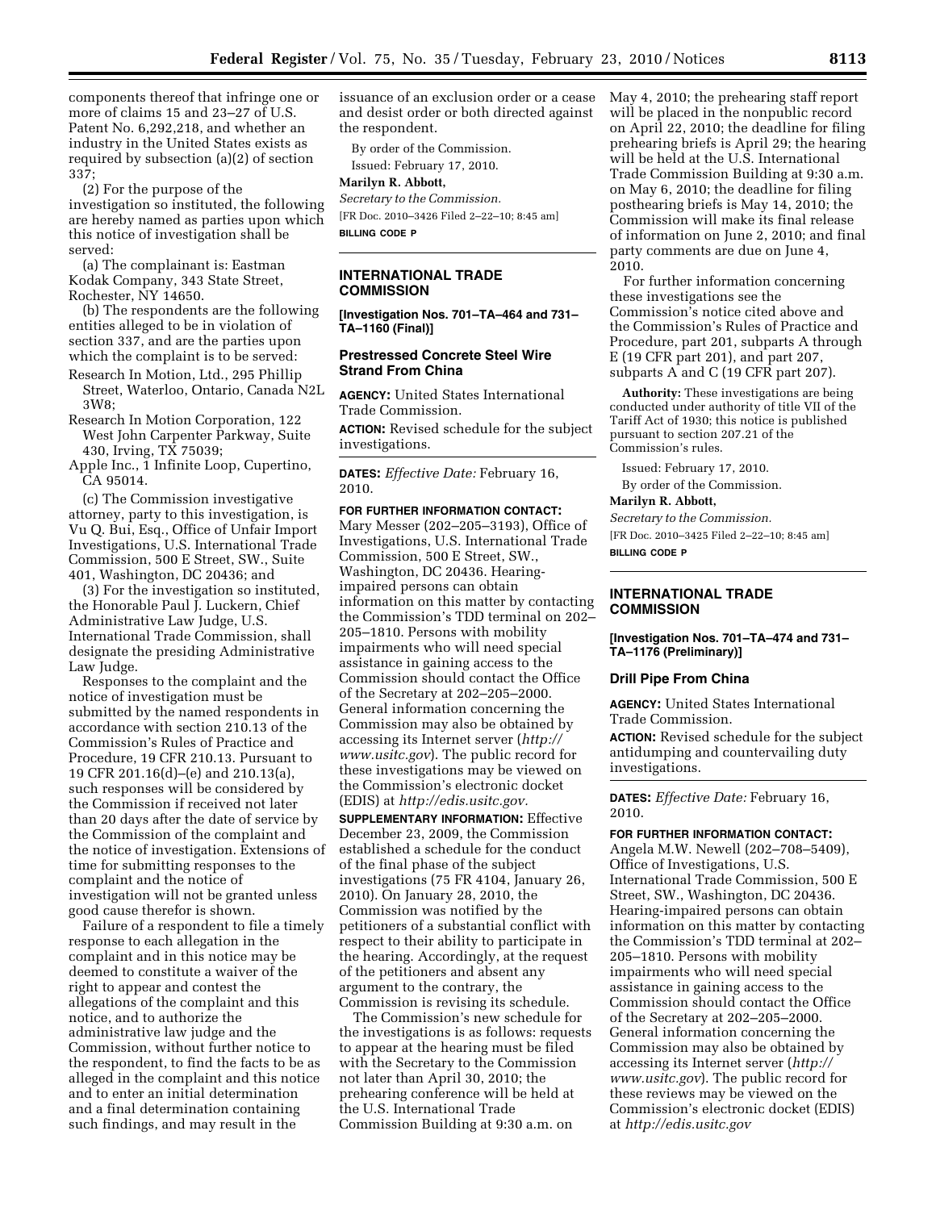components thereof that infringe one or more of claims 15 and 23–27 of U.S. Patent No. 6,292,218, and whether an industry in the United States exists as required by subsection (a)(2) of section 337;

(2) For the purpose of the investigation so instituted, the following are hereby named as parties upon which this notice of investigation shall be served:

(a) The complainant is: Eastman Kodak Company, 343 State Street, Rochester, NY 14650.

(b) The respondents are the following entities alleged to be in violation of section 337, and are the parties upon which the complaint is to be served:

Research In Motion, Ltd., 295 Phillip Street, Waterloo, Ontario, Canada N2L 3W8;

Research In Motion Corporation, 122 West John Carpenter Parkway, Suite 430, Irving, TX 75039;

Apple Inc., 1 Infinite Loop, Cupertino, CA 95014.

(c) The Commission investigative attorney, party to this investigation, is Vu Q. Bui, Esq., Office of Unfair Import Investigations, U.S. International Trade Commission, 500 E Street, SW., Suite 401, Washington, DC 20436; and

(3) For the investigation so instituted, the Honorable Paul J. Luckern, Chief Administrative Law Judge, U.S. International Trade Commission, shall designate the presiding Administrative Law Judge.

Responses to the complaint and the notice of investigation must be submitted by the named respondents in accordance with section 210.13 of the Commission's Rules of Practice and Procedure, 19 CFR 210.13. Pursuant to 19 CFR 201.16(d)–(e) and 210.13(a), such responses will be considered by the Commission if received not later than 20 days after the date of service by the Commission of the complaint and the notice of investigation. Extensions of time for submitting responses to the complaint and the notice of investigation will not be granted unless good cause therefor is shown.

Failure of a respondent to file a timely response to each allegation in the complaint and in this notice may be deemed to constitute a waiver of the right to appear and contest the allegations of the complaint and this notice, and to authorize the administrative law judge and the Commission, without further notice to the respondent, to find the facts to be as alleged in the complaint and this notice and to enter an initial determination and a final determination containing such findings, and may result in the issuance of an exclusion order or a cease and desist order or both directed against the respondent.

By order of the Commission.

Issued: February 17, 2010.

**Marilyn R. Abbott,**

*Secretary to the Commission.*

[FR Doc. 2010–3426 Filed 2–22–10; 8:45 am]

**BILLING CODE P**

---

## INTERNATIONAL TRADE COMMISSION

**[Investigation Nos. 701–TA–464 and 731–TA–1160 (Final)]**

### Prestressed Concrete Steel Wire Strand From China

**AGENCY:** United States International Trade Commission.

**ACTION:** Revised schedule for the subject investigations.

**DATES:** *Effective Date:* February 16, 2010.

**FOR FURTHER INFORMATION CONTACT:** Mary Messer (202–205–3193), Office of Investigations, U.S. International Trade Commission, 500 E Street, SW., Washington, DC 20436. Hearing-impaired persons can obtain information on this matter by contacting the Commission's TDD terminal on 202–205–1810. Persons with mobility impairments who will need special assistance in gaining access to the Commission should contact the Office of the Secretary at 202–205–2000. General information concerning the Commission may also be obtained by accessing its Internet server (*http://www.usitc.gov*). The public record for these investigations may be viewed on the Commission's electronic docket (EDIS) at *http://edis.usitc.gov.*

**SUPPLEMENTARY INFORMATION:** Effective December 23, 2009, the Commission established a schedule for the conduct of the final phase of the subject investigations (75 FR 4104, January 26, 2010). On January 28, 2010, the Commission was notified by the petitioners of a substantial conflict with respect to their ability to participate in the hearing. Accordingly, at the request of the petitioners and absent any argument to the contrary, the Commission is revising its schedule.

The Commission's new schedule for the investigations is as follows: requests to appear at the hearing must be filed with the Secretary to the Commission not later than April 30, 2010; the prehearing conference will be held at the U.S. International Trade Commission Building at 9:30 a.m. on May 4, 2010; the prehearing staff report will be placed in the nonpublic record on April 22, 2010; the deadline for filing prehearing briefs is April 29; the hearing will be held at the U.S. International Trade Commission Building at 9:30 a.m. on May 6, 2010; the deadline for filing posthearing briefs is May 14, 2010; the Commission will make its final release of information on June 2, 2010; and final party comments are due on June 4, 2010.

For further information concerning these investigations see the Commission's notice cited above and the Commission's Rules of Practice and Procedure, part 201, subparts A through E (19 CFR part 201), and part 207, subparts A and C (19 CFR part 207).

**Authority:** These investigations are being conducted under authority of title VII of the Tariff Act of 1930; this notice is published pursuant to section 207.21 of the Commission's rules.

Issued: February 17, 2010.

By order of the Commission.

**Marilyn R. Abbott,**

*Secretary to the Commission.*

[FR Doc. 2010–3425 Filed 2–22–10; 8:45 am]

**BILLING CODE P**

---

## INTERNATIONAL TRADE COMMISSION

**[Investigation Nos. 701–TA–474 and 731–TA–1176 (Preliminary)]**

### Drill Pipe From China

**AGENCY:** United States International Trade Commission.

**ACTION:** Revised schedule for the subject antidumping and countervailing duty investigations.

**DATES:** *Effective Date:* February 16, 2010.

**FOR FURTHER INFORMATION CONTACT:** Angela M.W. Newell (202–708–5409), Office of Investigations, U.S. International Trade Commission, 500 E Street, SW., Washington, DC 20436. Hearing-impaired persons can obtain information on this matter by contacting the Commission's TDD terminal at 202–205–1810. Persons with mobility impairments who will need special assistance in gaining access to the Commission should contact the Office of the Secretary at 202–205–2000. General information concerning the Commission may also be obtained by accessing its Internet server (*http://www.usitc.gov*). The public record for these reviews may be viewed on the Commission's electronic docket (EDIS) at *http://edis.usitc.gov*